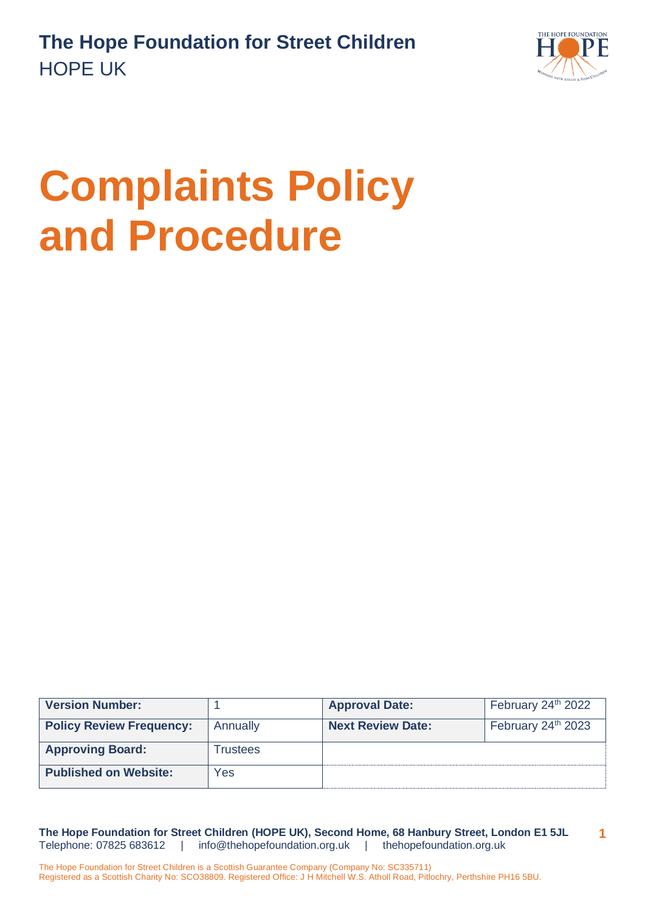**The Hope Foundation for Street Children**
HOPE UK

# Complaints Policy and Procedure

| Version Number: | 1 | Approval Date: | February 24th 2022 |
|---|---|---|---|
| Policy Review Frequency: | Annually | Next Review Date: | February 24th 2023 |
| Approving Board: | Trustees | | |
| Published on Website: | Yes | | |

**The Hope Foundation for Street Children (HOPE UK), Second Home, 68 Hanbury Street, London E1 5JL**
Telephone: 07825 683612 | info@thehopefoundation.org.uk | thehopefoundation.org.uk

The Hope Foundation for Street Children is a Scottish Guarantee Company (Company No: SC335711)
Registered as a Scottish Charity No: SCO38809. Registered Office: J H Mitchell W.S. Atholl Road, Pitlochry, Perthshire PH16 5BU.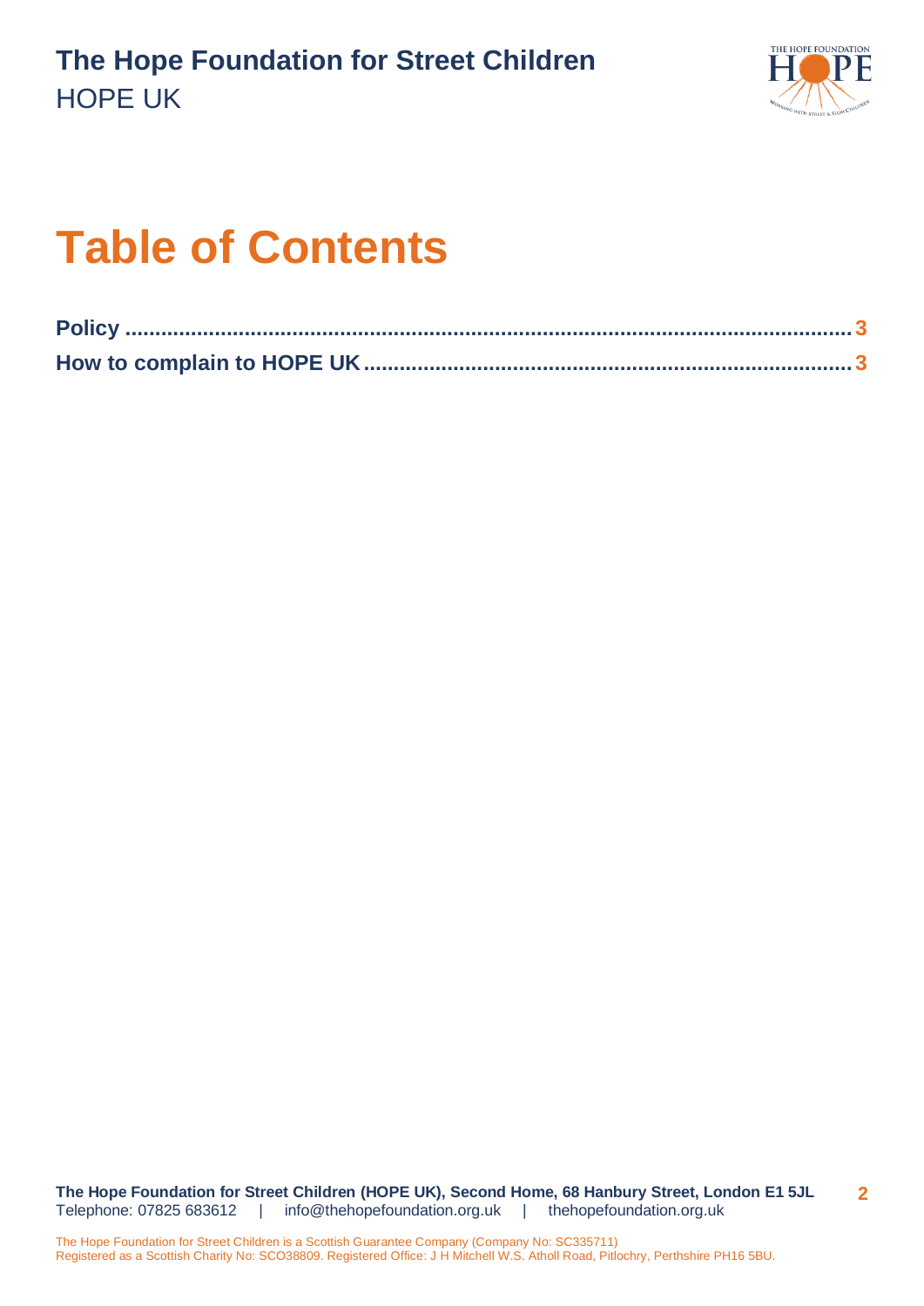# Table of Contents

**Policy ........................................................................................................ 3**

**How to complain to HOPE UK ................................................................................ 3**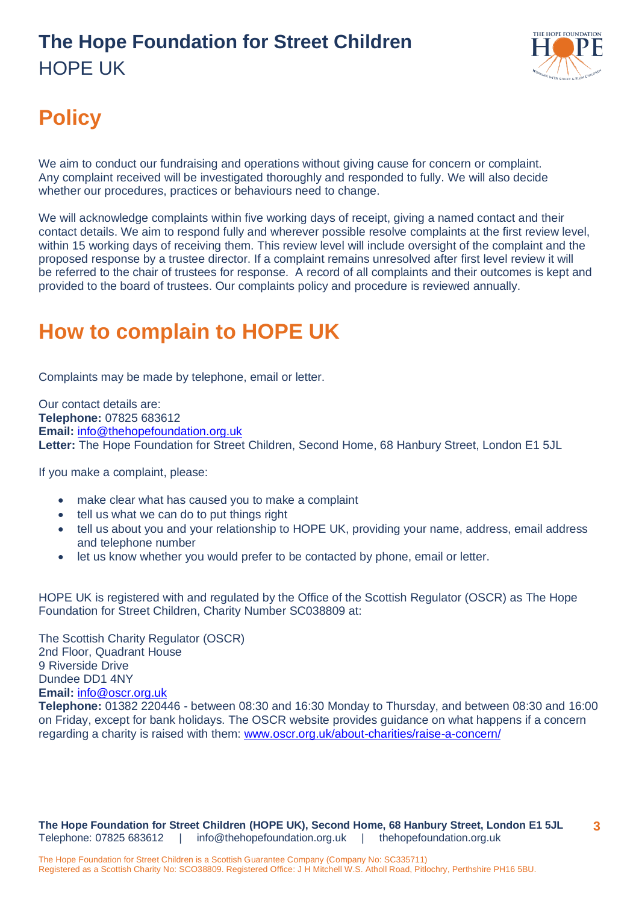# Policy

We aim to conduct our fundraising and operations without giving cause for concern or complaint. Any complaint received will be investigated thoroughly and responded to fully. We will also decide whether our procedures, practices or behaviours need to change.

We will acknowledge complaints within five working days of receipt, giving a named contact and their contact details. We aim to respond fully and wherever possible resolve complaints at the first review level, within 15 working days of receiving them. This review level will include oversight of the complaint and the proposed response by a trustee director. If a complaint remains unresolved after first level review it will be referred to the chair of trustees for response. A record of all complaints and their outcomes is kept and provided to the board of trustees. Our complaints policy and procedure is reviewed annually.

# How to complain to HOPE UK

Complaints may be made by telephone, email or letter.

Our contact details are:
**Telephone:** 07825 683612
**Email:** info@thehopefoundation.org.uk
**Letter:** The Hope Foundation for Street Children, Second Home, 68 Hanbury Street, London E1 5JL

If you make a complaint, please:

- make clear what has caused you to make a complaint
- tell us what we can do to put things right
- tell us about you and your relationship to HOPE UK, providing your name, address, email address and telephone number
- let us know whether you would prefer to be contacted by phone, email or letter.

HOPE UK is registered with and regulated by the Office of the Scottish Regulator (OSCR) as The Hope Foundation for Street Children, Charity Number SC038809 at:

The Scottish Charity Regulator (OSCR)
2nd Floor, Quadrant House
9 Riverside Drive
Dundee DD1 4NY
**Email:** info@oscr.org.uk
**Telephone:** 01382 220446 - between 08:30 and 16:30 Monday to Thursday, and between 08:30 and 16:00 on Friday, except for bank holidays. The OSCR website provides guidance on what happens if a concern regarding a charity is raised with them: www.oscr.org.uk/about-charities/raise-a-concern/